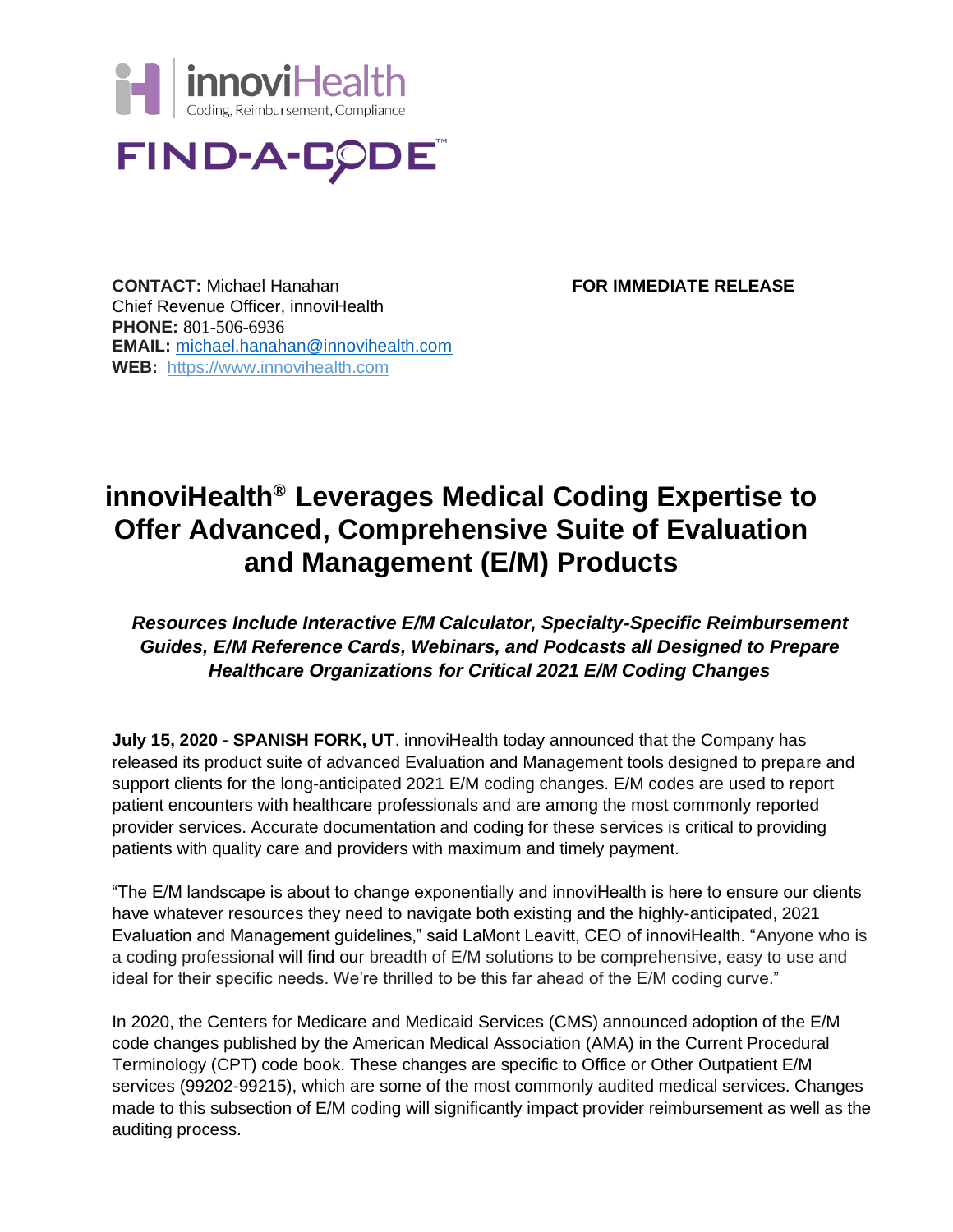innoviHealth
Coding, Reimbursement, Compliance

FIND-A-CODE™

**CONTACT:** Michael Hanahan
Chief Revenue Officer, innoviHealth
**PHONE:** 801-506-6936
**EMAIL:** michael.hanahan@innovihealth.com
**WEB:** https://www.innovihealth.com

**FOR IMMEDIATE RELEASE**

# innoviHealth® Leverages Medical Coding Expertise to Offer Advanced, Comprehensive Suite of Evaluation and Management (E/M) Products

***Resources Include Interactive E/M Calculator, Specialty-Specific Reimbursement Guides, E/M Reference Cards, Webinars, and Podcasts all Designed to Prepare Healthcare Organizations for Critical 2021 E/M Coding Changes***

**July 15, 2020 - SPANISH FORK, UT**. innoviHealth today announced that the Company has released its product suite of advanced Evaluation and Management tools designed to prepare and support clients for the long-anticipated 2021 E/M coding changes. E/M codes are used to report patient encounters with healthcare professionals and are among the most commonly reported provider services. Accurate documentation and coding for these services is critical to providing patients with quality care and providers with maximum and timely payment.

"The E/M landscape is about to change exponentially and innoviHealth is here to ensure our clients have whatever resources they need to navigate both existing and the highly-anticipated, 2021 Evaluation and Management guidelines," said LaMont Leavitt, CEO of innoviHealth. "Anyone who is a coding professional will find our breadth of E/M solutions to be comprehensive, easy to use and ideal for their specific needs. We're thrilled to be this far ahead of the E/M coding curve."

In 2020, the Centers for Medicare and Medicaid Services (CMS) announced adoption of the E/M code changes published by the American Medical Association (AMA) in the Current Procedural Terminology (CPT) code book. These changes are specific to Office or Other Outpatient E/M services (99202-99215), which are some of the most commonly audited medical services. Changes made to this subsection of E/M coding will significantly impact provider reimbursement as well as the auditing process.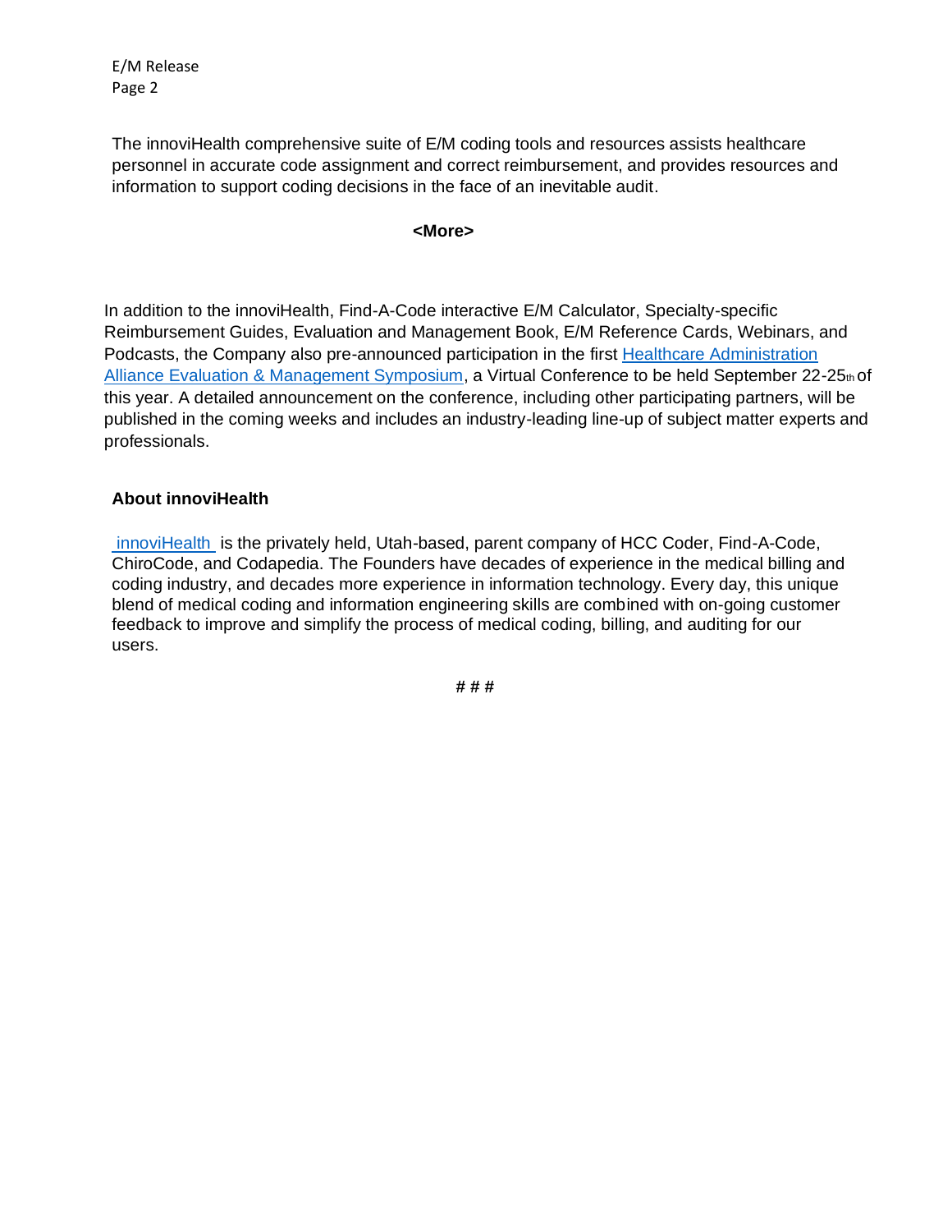The innoviHealth comprehensive suite of E/M coding tools and resources assists healthcare personnel in accurate code assignment and correct reimbursement, and provides resources and information to support coding decisions in the face of an inevitable audit.

**<More>**

In addition to the innoviHealth, Find-A-Code interactive E/M Calculator, Specialty-specific Reimbursement Guides, Evaluation and Management Book, E/M Reference Cards, Webinars, and Podcasts, the Company also pre-announced participation in the first Healthcare Administration Alliance Evaluation & Management Symposium, a Virtual Conference to be held September 22-25th of this year. A detailed announcement on the conference, including other participating partners, will be published in the coming weeks and includes an industry-leading line-up of subject matter experts and professionals.

## About innoviHealth

innoviHealth is the privately held, Utah-based, parent company of HCC Coder, Find-A-Code, ChiroCode, and Codapedia. The Founders have decades of experience in the medical billing and coding industry, and decades more experience in information technology. Every day, this unique blend of medical coding and information engineering skills are combined with on-going customer feedback to improve and simplify the process of medical coding, billing, and auditing for our users.

# # #